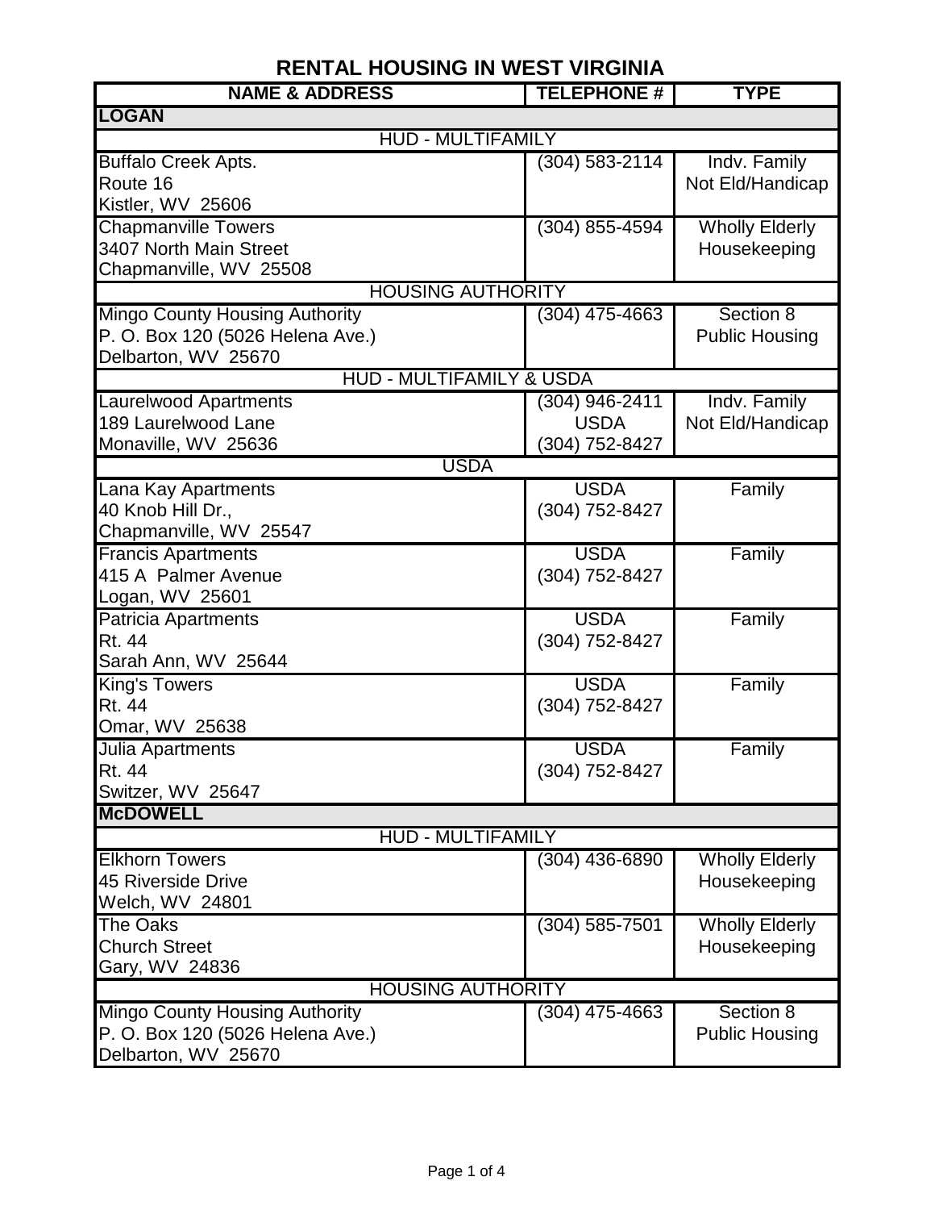# RENTAL HOUSING IN WEST VIRGINIA

| NAME & ADDRESS | TELEPHONE # | TYPE |
|---|---|---|
| **LOGAN** | | |
| HUD - MULTIFAMILY | | |
| Buffalo Creek Apts.<br>Route 16<br>Kistler, WV 25606 | (304) 583-2114 | Indv. Family<br>Not Eld/Handicap |
| Chapmanville Towers<br>3407 North Main Street<br>Chapmanville, WV 25508 | (304) 855-4594 | Wholly Elderly<br>Housekeeping |
| HOUSING AUTHORITY | | |
| Mingo County Housing Authority<br>P. O. Box 120 (5026 Helena Ave.)<br>Delbarton, WV 25670 | (304) 475-4663 | Section 8<br>Public Housing |
| HUD - MULTIFAMILY & USDA | | |
| Laurelwood Apartments<br>189 Laurelwood Lane<br>Monaville, WV 25636 | (304) 946-2411<br>USDA<br>(304) 752-8427 | Indv. Family<br>Not Eld/Handicap |
| USDA | | |
| Lana Kay Apartments<br>40 Knob Hill Dr.,<br>Chapmanville, WV 25547 | USDA<br>(304) 752-8427 | Family |
| Francis Apartments<br>415 A Palmer Avenue<br>Logan, WV 25601 | USDA<br>(304) 752-8427 | Family |
| Patricia Apartments<br>Rt. 44<br>Sarah Ann, WV 25644 | USDA<br>(304) 752-8427 | Family |
| King's Towers<br>Rt. 44<br>Omar, WV 25638 | USDA<br>(304) 752-8427 | Family |
| Julia Apartments<br>Rt. 44<br>Switzer, WV 25647 | USDA<br>(304) 752-8427 | Family |
| **McDOWELL** | | |
| HUD - MULTIFAMILY | | |
| Elkhorn Towers<br>45 Riverside Drive<br>Welch, WV 24801 | (304) 436-6890 | Wholly Elderly<br>Housekeeping |
| The Oaks<br>Church Street<br>Gary, WV 24836 | (304) 585-7501 | Wholly Elderly<br>Housekeeping |
| HOUSING AUTHORITY | | |
| Mingo County Housing Authority<br>P. O. Box 120 (5026 Helena Ave.)<br>Delbarton, WV 25670 | (304) 475-4663 | Section 8<br>Public Housing |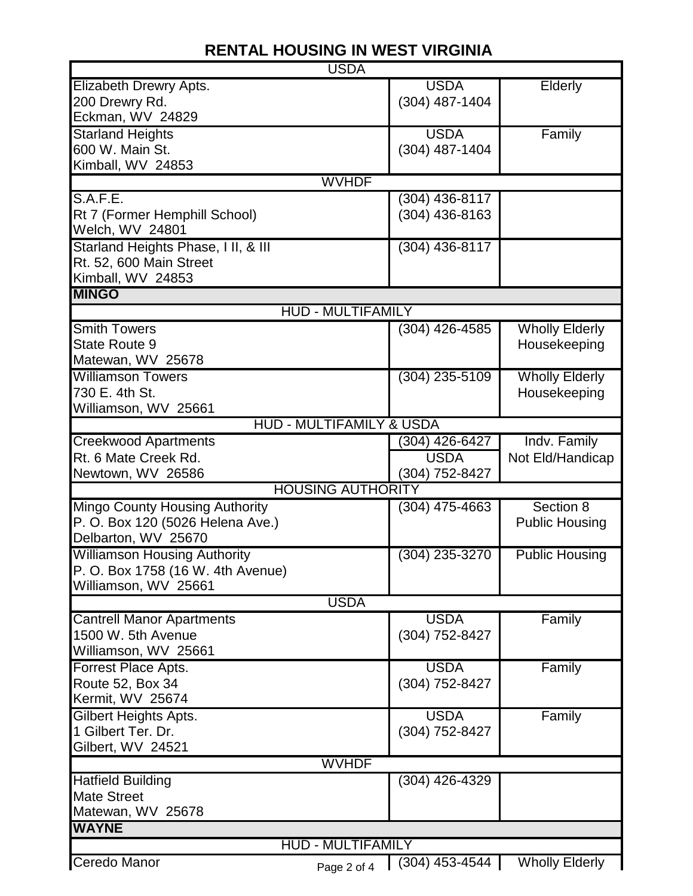# RENTAL HOUSING IN WEST VIRGINIA

| | | |
|---|---|---|
| **USDA** | | |
| Elizabeth Drewry Apts.<br>200 Drewry Rd.<br>Eckman, WV 24829 | USDA<br>(304) 487-1404 | Elderly |
| Starland Heights<br>600 W. Main St.<br>Kimball, WV 24853 | USDA<br>(304) 487-1404 | Family |
| **WVHDF** | | |
| S.A.F.E.<br>Rt 7 (Former Hemphill School)<br>Welch, WV 24801 | (304) 436-8117<br>(304) 436-8163 | |
| Starland Heights Phase, I II, & III<br>Rt. 52, 600 Main Street<br>Kimball, WV 24853 | (304) 436-8117 | |
| **MINGO** | | |
| **HUD - MULTIFAMILY** | | |
| Smith Towers<br>State Route 9<br>Matewan, WV 25678 | (304) 426-4585 | Wholly Elderly<br>Housekeeping |
| Williamson Towers<br>730 E. 4th St.<br>Williamson, WV 25661 | (304) 235-5109 | Wholly Elderly<br>Housekeeping |
| **HUD - MULTIFAMILY & USDA** | | |
| Creekwood Apartments<br>Rt. 6 Mate Creek Rd.<br>Newtown, WV 26586 | (304) 426-6427<br>USDA<br>(304) 752-8427 | Indv. Family<br>Not Eld/Handicap |
| **HOUSING AUTHORITY** | | |
| Mingo County Housing Authority<br>P. O. Box 120 (5026 Helena Ave.)<br>Delbarton, WV 25670 | (304) 475-4663 | Section 8<br>Public Housing |
| Williamson Housing Authority<br>P. O. Box 1758 (16 W. 4th Avenue)<br>Williamson, WV 25661 | (304) 235-3270 | Public Housing |
| **USDA** | | |
| Cantrell Manor Apartments<br>1500 W. 5th Avenue<br>Williamson, WV 25661 | USDA<br>(304) 752-8427 | Family |
| Forrest Place Apts.<br>Route 52, Box 34<br>Kermit, WV 25674 | USDA<br>(304) 752-8427 | Family |
| Gilbert Heights Apts.<br>1 Gilbert Ter. Dr.<br>Gilbert, WV 24521 | USDA<br>(304) 752-8427 | Family |
| **WVHDF** | | |
| Hatfield Building<br>Mate Street<br>Matewan, WV 25678 | (304) 426-4329 | |
| **WAYNE** | | |
| **HUD - MULTIFAMILY** | | |
| Ceredo Manor | (304) 453-4544 | Wholly Elderly |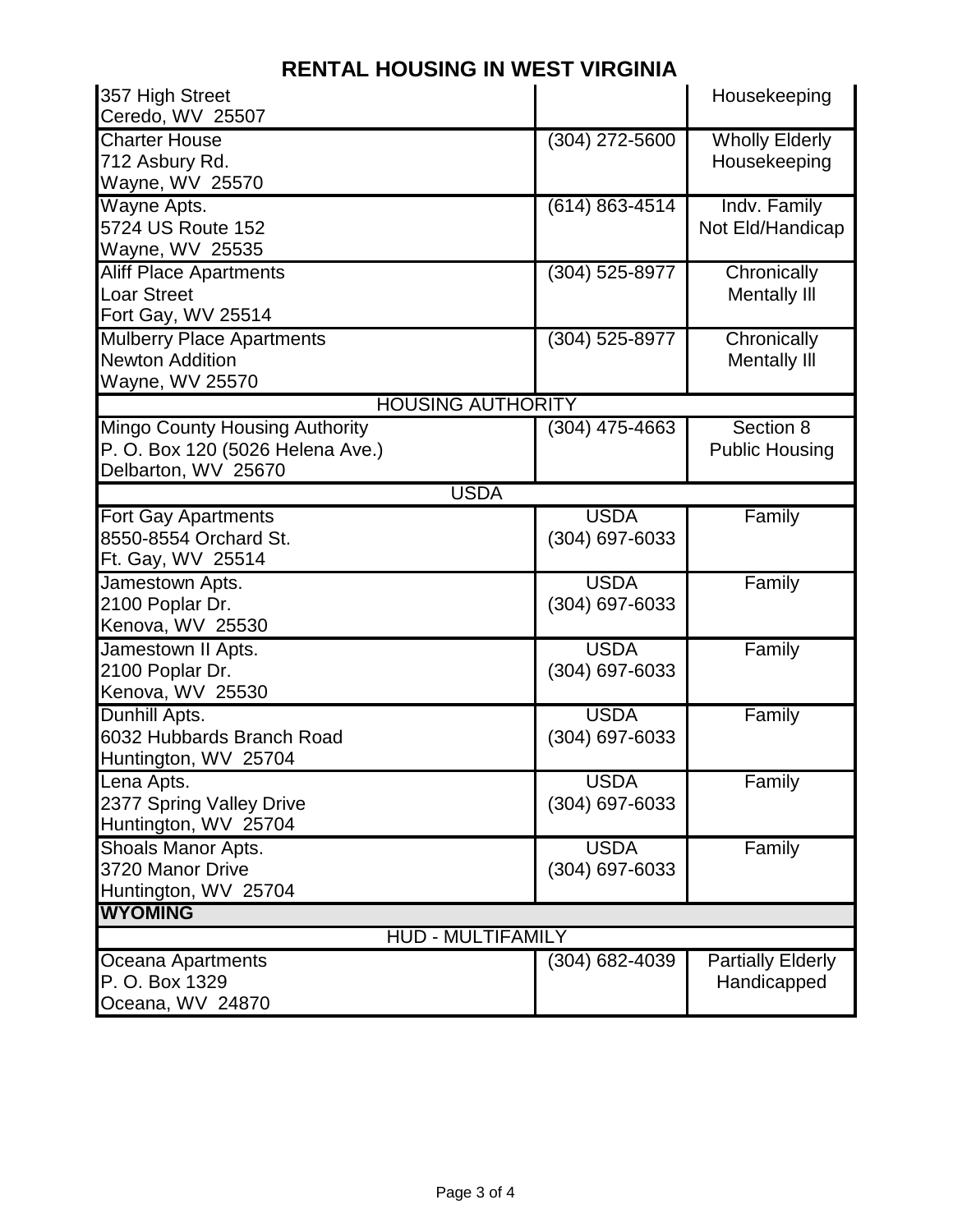# RENTAL HOUSING IN WEST VIRGINIA

| | | |
|---|---|---|
| 357 High Street<br>Ceredo, WV 25507 | | Housekeeping |
| Charter House<br>712 Asbury Rd.<br>Wayne, WV 25570 | (304) 272-5600 | Wholly Elderly<br>Housekeeping |
| Wayne Apts.<br>5724 US Route 152<br>Wayne, WV 25535 | (614) 863-4514 | Indv. Family<br>Not Eld/Handicap |
| Aliff Place Apartments<br>Loar Street<br>Fort Gay, WV 25514 | (304) 525-8977 | Chronically<br>Mentally Ill |
| Mulberry Place Apartments<br>Newton Addition<br>Wayne, WV 25570 | (304) 525-8977 | Chronically<br>Mentally Ill |
| HOUSING AUTHORITY | | |
| Mingo County Housing Authority<br>P. O. Box 120 (5026 Helena Ave.)<br>Delbarton, WV 25670 | (304) 475-4663 | Section 8<br>Public Housing |
| USDA | | |
| Fort Gay Apartments<br>8550-8554 Orchard St.<br>Ft. Gay, WV 25514 | USDA<br>(304) 697-6033 | Family |
| Jamestown Apts.<br>2100 Poplar Dr.<br>Kenova, WV 25530 | USDA<br>(304) 697-6033 | Family |
| Jamestown II Apts.<br>2100 Poplar Dr.<br>Kenova, WV 25530 | USDA<br>(304) 697-6033 | Family |
| Dunhill Apts.<br>6032 Hubbards Branch Road<br>Huntington, WV 25704 | USDA<br>(304) 697-6033 | Family |
| Lena Apts.<br>2377 Spring Valley Drive<br>Huntington, WV 25704 | USDA<br>(304) 697-6033 | Family |
| Shoals Manor Apts.<br>3720 Manor Drive<br>Huntington, WV 25704 | USDA<br>(304) 697-6033 | Family |
| **WYOMING** | | |
| HUD - MULTIFAMILY | | |
| Oceana Apartments<br>P. O. Box 1329<br>Oceana, WV 24870 | (304) 682-4039 | Partially Elderly<br>Handicapped |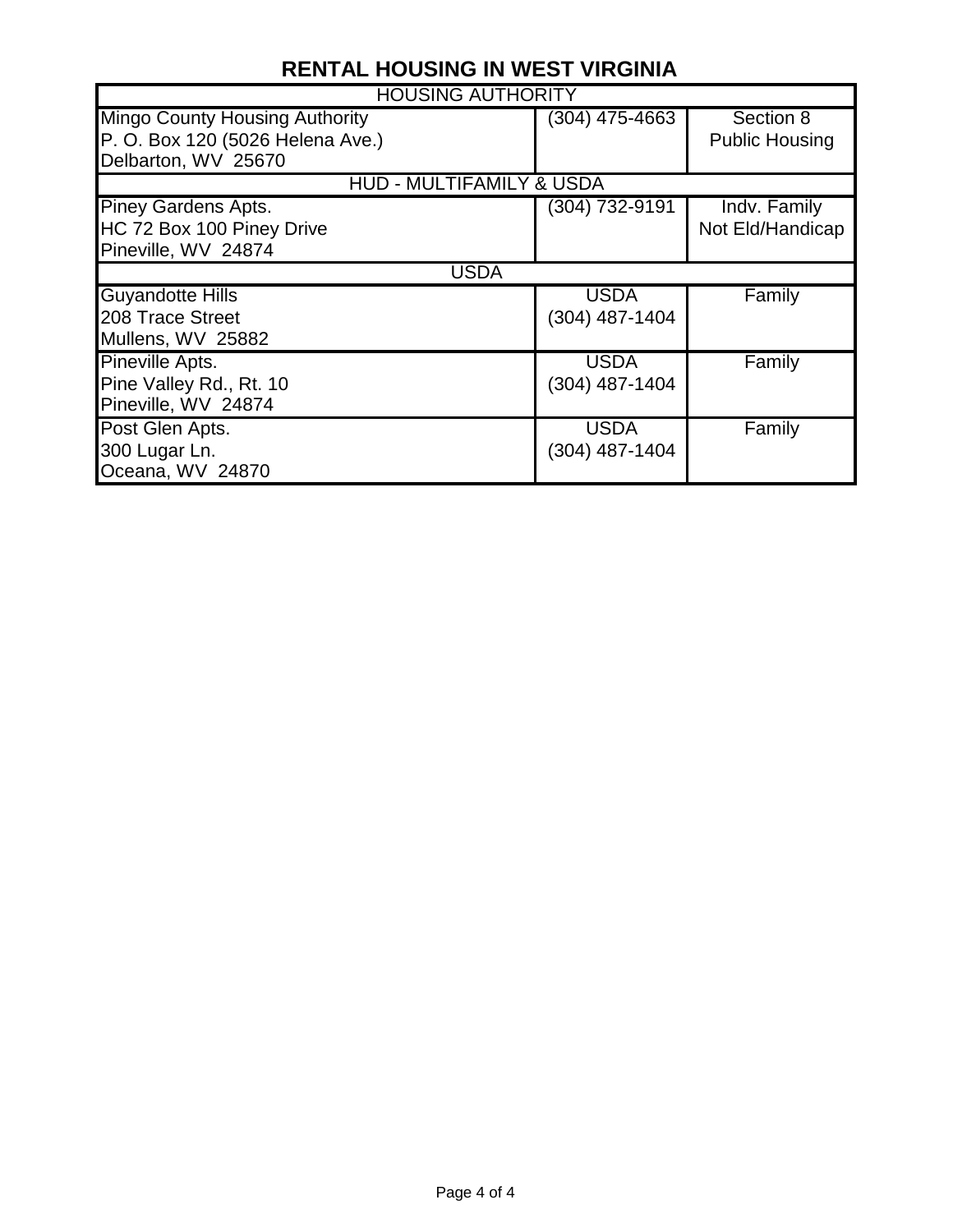# RENTAL HOUSING IN WEST VIRGINIA

| | | |
|---|---|---|
| **HOUSING AUTHORITY** | | |
| Mingo County Housing Authority<br>P. O. Box 120 (5026 Helena Ave.)<br>Delbarton, WV 25670 | (304) 475-4663 | Section 8<br>Public Housing |
| **HUD - MULTIFAMILY & USDA** | | |
| Piney Gardens Apts.<br>HC 72 Box 100 Piney Drive<br>Pineville, WV 24874 | (304) 732-9191 | Indv. Family<br>Not Eld/Handicap |
| **USDA** | | |
| Guyandotte Hills<br>208 Trace Street<br>Mullens, WV 25882 | USDA<br>(304) 487-1404 | Family |
| Pineville Apts.<br>Pine Valley Rd., Rt. 10<br>Pineville, WV 24874 | USDA<br>(304) 487-1404 | Family |
| Post Glen Apts.<br>300 Lugar Ln.<br>Oceana, WV 24870 | USDA<br>(304) 487-1404 | Family |